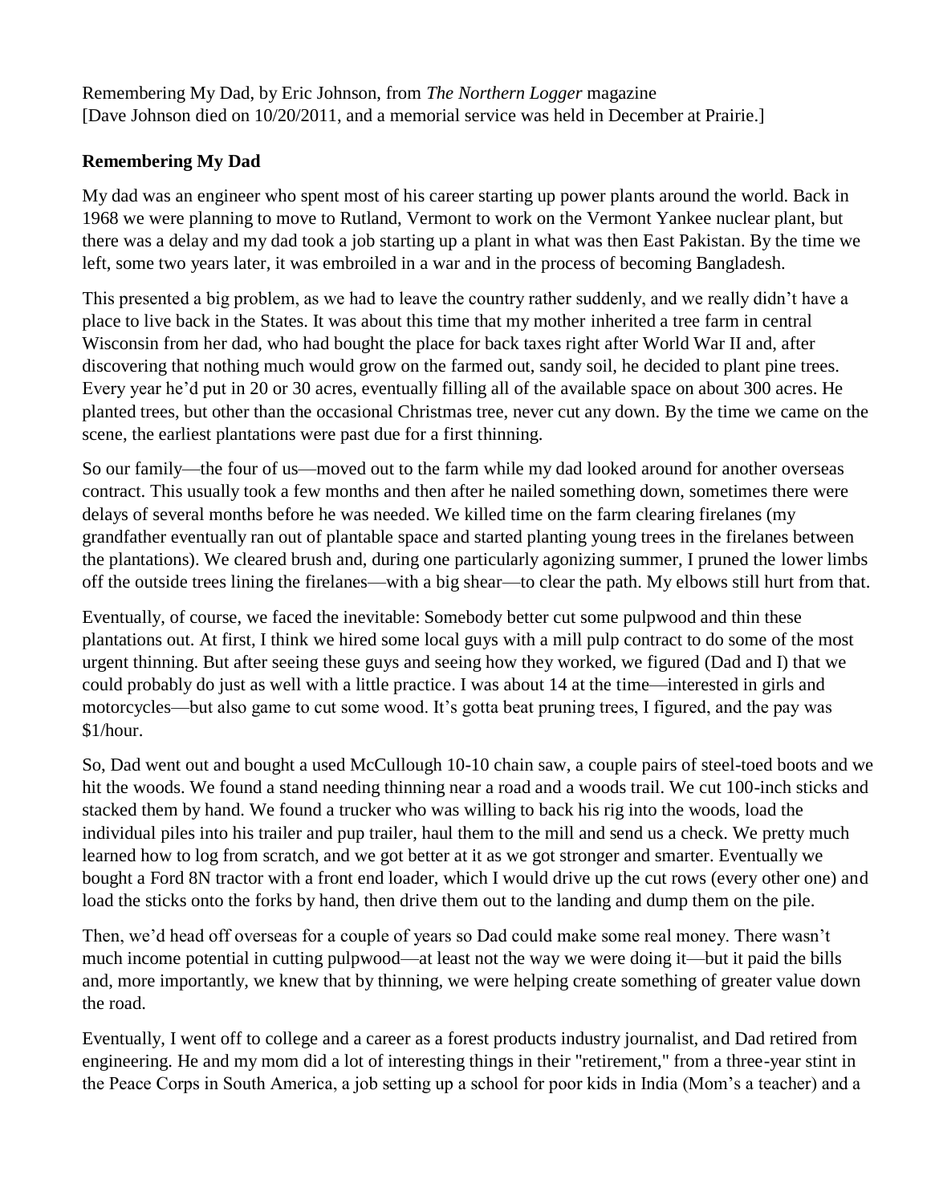Remembering My Dad, by Eric Johnson, from *The Northern Logger* magazine
[Dave Johnson died on 10/20/2011, and a memorial service was held in December at Prairie.]

**Remembering My Dad**

My dad was an engineer who spent most of his career starting up power plants around the world. Back in 1968 we were planning to move to Rutland, Vermont to work on the Vermont Yankee nuclear plant, but there was a delay and my dad took a job starting up a plant in what was then East Pakistan. By the time we left, some two years later, it was embroiled in a war and in the process of becoming Bangladesh.

This presented a big problem, as we had to leave the country rather suddenly, and we really didn't have a place to live back in the States. It was about this time that my mother inherited a tree farm in central Wisconsin from her dad, who had bought the place for back taxes right after World War II and, after discovering that nothing much would grow on the farmed out, sandy soil, he decided to plant pine trees. Every year he'd put in 20 or 30 acres, eventually filling all of the available space on about 300 acres. He planted trees, but other than the occasional Christmas tree, never cut any down. By the time we came on the scene, the earliest plantations were past due for a first thinning.

So our family—the four of us—moved out to the farm while my dad looked around for another overseas contract. This usually took a few months and then after he nailed something down, sometimes there were delays of several months before he was needed. We killed time on the farm clearing firelanes (my grandfather eventually ran out of plantable space and started planting young trees in the firelanes between the plantations). We cleared brush and, during one particularly agonizing summer, I pruned the lower limbs off the outside trees lining the firelanes—with a big shear—to clear the path. My elbows still hurt from that.

Eventually, of course, we faced the inevitable: Somebody better cut some pulpwood and thin these plantations out. At first, I think we hired some local guys with a mill pulp contract to do some of the most urgent thinning. But after seeing these guys and seeing how they worked, we figured (Dad and I) that we could probably do just as well with a little practice. I was about 14 at the time—interested in girls and motorcycles—but also game to cut some wood. It's gotta beat pruning trees, I figured, and the pay was $1/hour.

So, Dad went out and bought a used McCullough 10-10 chain saw, a couple pairs of steel-toed boots and we hit the woods. We found a stand needing thinning near a road and a woods trail. We cut 100-inch sticks and stacked them by hand. We found a trucker who was willing to back his rig into the woods, load the individual piles into his trailer and pup trailer, haul them to the mill and send us a check. We pretty much learned how to log from scratch, and we got better at it as we got stronger and smarter. Eventually we bought a Ford 8N tractor with a front end loader, which I would drive up the cut rows (every other one) and load the sticks onto the forks by hand, then drive them out to the landing and dump them on the pile.

Then, we'd head off overseas for a couple of years so Dad could make some real money. There wasn't much income potential in cutting pulpwood—at least not the way we were doing it—but it paid the bills and, more importantly, we knew that by thinning, we were helping create something of greater value down the road.

Eventually, I went off to college and a career as a forest products industry journalist, and Dad retired from engineering. He and my mom did a lot of interesting things in their "retirement," from a three-year stint in the Peace Corps in South America, a job setting up a school for poor kids in India (Mom's a teacher) and a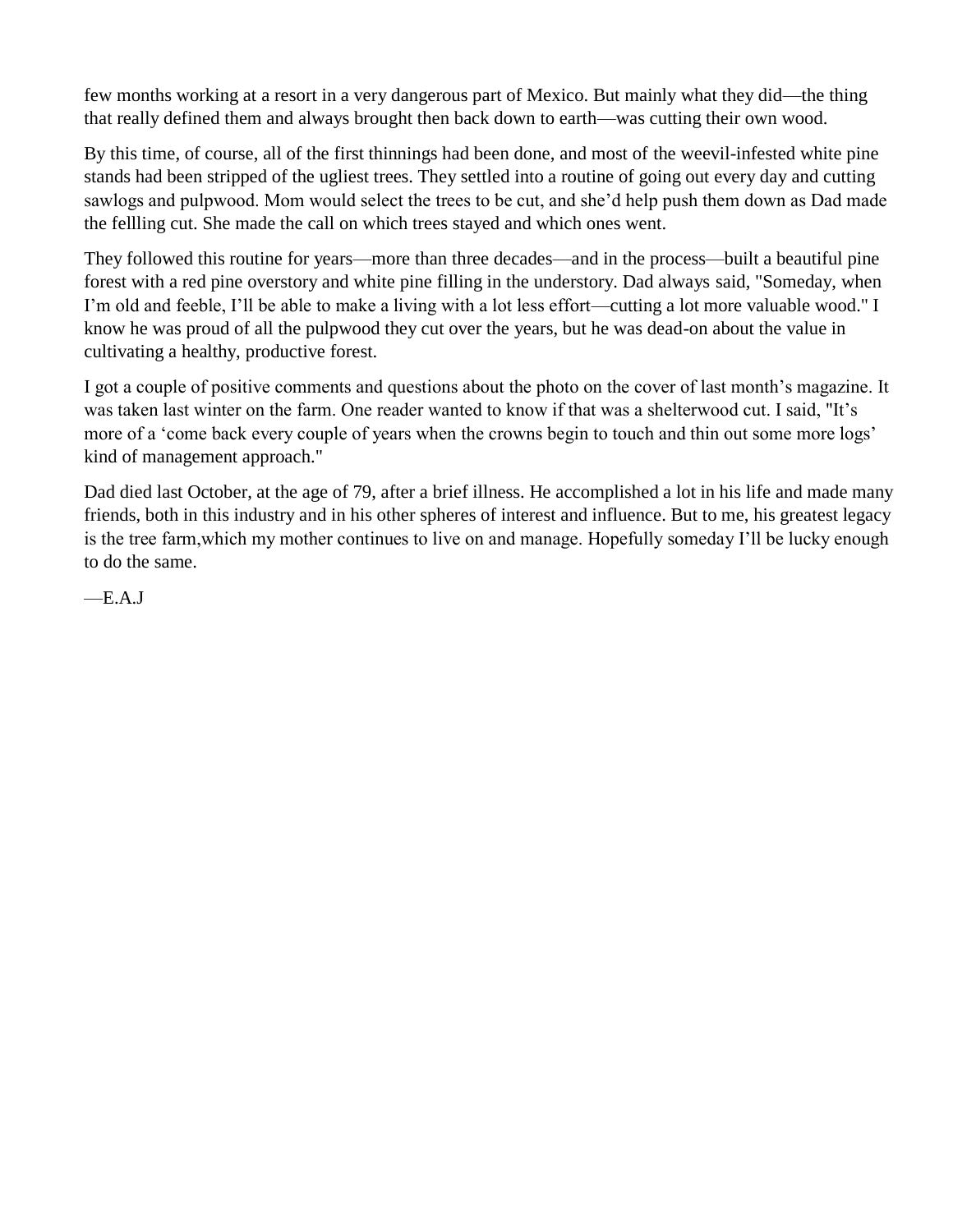few months working at a resort in a very dangerous part of Mexico. But mainly what they did—the thing that really defined them and always brought then back down to earth—was cutting their own wood.

By this time, of course, all of the first thinnings had been done, and most of the weevil-infested white pine stands had been stripped of the ugliest trees. They settled into a routine of going out every day and cutting sawlogs and pulpwood. Mom would select the trees to be cut, and she'd help push them down as Dad made the fellling cut. She made the call on which trees stayed and which ones went.

They followed this routine for years—more than three decades—and in the process—built a beautiful pine forest with a red pine overstory and white pine filling in the understory. Dad always said, "Someday, when I'm old and feeble, I'll be able to make a living with a lot less effort—cutting a lot more valuable wood." I know he was proud of all the pulpwood they cut over the years, but he was dead-on about the value in cultivating a healthy, productive forest.

I got a couple of positive comments and questions about the photo on the cover of last month's magazine. It was taken last winter on the farm. One reader wanted to know if that was a shelterwood cut. I said, "It's more of a 'come back every couple of years when the crowns begin to touch and thin out some more logs' kind of management approach."

Dad died last October, at the age of 79, after a brief illness. He accomplished a lot in his life and made many friends, both in this industry and in his other spheres of interest and influence. But to me, his greatest legacy is the tree farm,which my mother continues to live on and manage. Hopefully someday I'll be lucky enough to do the same.

—E.A.J